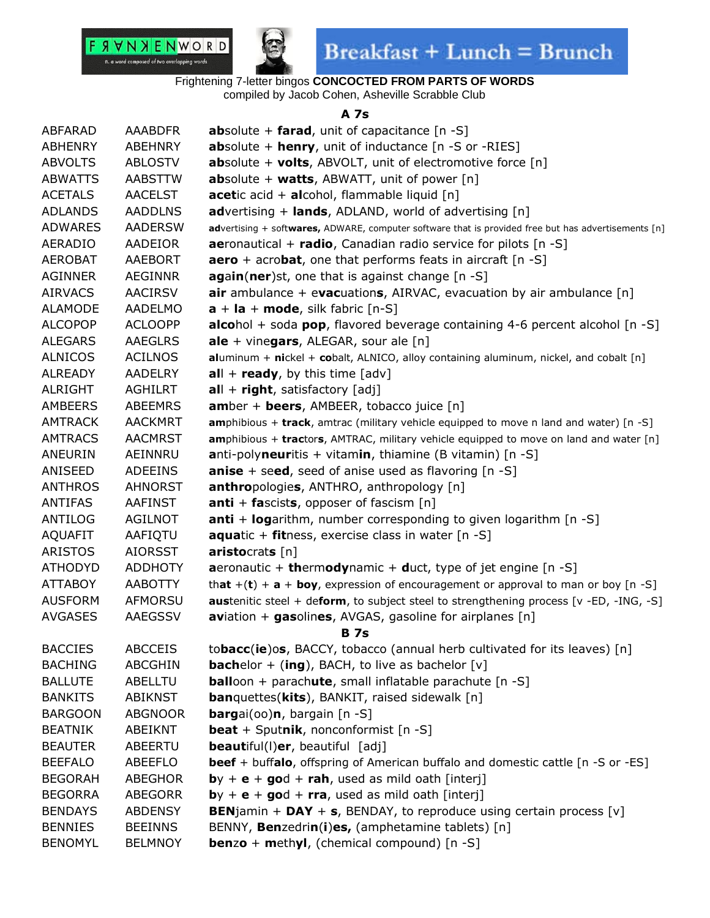FRANKENWORD n. a word composed of two overlapping words

Breakfast + Lunch = Brunch

Frightening 7-letter bingos **CONCOCTED FROM PARTS OF WORDS**
compiled by Jacob Cohen, Asheville Scrabble Club

### A 7s

| | | |
|---|---|---|
| ABFARAD | AAABDFR | **ab**solute + **farad**, unit of capacitance [n -S] |
| ABHENRY | ABEHNRY | **ab**solute + **henry**, unit of inductance [n -S or -RIES] |
| ABVOLTS | ABLOSTV | **ab**solute + **volts**, ABVOLT, unit of electromotive force [n] |
| ABWATTS | AABSTTW | **ab**solute + **watts**, ABWATT, unit of power [n] |
| ACETALS | AACELST | **acet**ic acid + **al**cohol, flammable liquid [n] |
| ADLANDS | AADDLNS | **ad**vertising + **lands**, ADLAND, world of advertising [n] |
| ADWARES | AADERSW | **ad**vertising + soft**wares,** ADWARE, computer software that is provided free but has advertisements [n] |
| AERADIO | AADEIOR | **ae**ronautical + **radio**, Canadian radio service for pilots [n -S] |
| AEROBAT | AAEBORT | **aero** + acro**bat**, one that performs feats in aircraft [n -S] |
| AGINNER | AEGINNR | **ag**a**in**(**ner**)st, one that is against change [n -S] |
| AIRVACS | AACIRSV | **air** ambulance + e**vac**uation**s**, AIRVAC, evacuation by air ambulance [n] |
| ALAMODE | AADELMO | **a** + **la** + **mode**, silk fabric [n-S] |
| ALCOPOP | ACLOOPP | **alco**hol + soda **pop**, flavored beverage containing 4-6 percent alcohol [n -S] |
| ALEGARS | AAEGLRS | **ale** + vine**gars**, ALEGAR, sour ale [n] |
| ALNICOS | ACILNOS | **al**uminum + **ni**ckel + **co**balt, ALNICO, alloy containing aluminum, nickel, and cobalt [n] |
| ALREADY | AADELRY | **al**l + **ready**, by this time [adv] |
| ALRIGHT | AGHILRT | **al**l + **right**, satisfactory [adj] |
| AMBEERS | ABEEMRS | **am**ber + **beers**, AMBEER, tobacco juice [n] |
| AMTRACK | AACKMRT | **am**phibious + **track**, amtrac (military vehicle equipped to move n land and water) [n -S] |
| AMTRACS | AACMRST | **am**phibious + **trac**tor**s**, AMTRAC, military vehicle equipped to move on land and water [n] |
| ANEURIN | AEINNRU | **a**nti-poly**neur**itis + vitam**in**, thiamine (B vitamin) [n -S] |
| ANISEED | ADEEINS | **anise** + se**ed**, seed of anise used as flavoring [n -S] |
| ANTHROS | AHNORST | **anthro**pologie**s**, ANTHRO, anthropology [n] |
| ANTIFAS | AAFINST | **anti** + **fa**scist**s**, opposer of fascism [n] |
| ANTILOG | AGILNOT | **anti** + **log**arithm, number corresponding to given logarithm [n -S] |
| AQUAFIT | AAFIQTU | **aqua**tic + **fit**ness, exercise class in water [n -S] |
| ARISTOS | AIORSST | **aristo**crat**s** [n] |
| ATHODYD | ADDHOTY | **a**eronautic + **th**erm**odyn**amic + **d**uct, type of jet engine [n -S] |
| ATTABOY | AABOTTY | th**at** +(**t**) + **a** + **boy**, expression of encouragement or approval to man or boy [n -S] |
| AUSFORM | AFMORSU | **aus**tenitic steel + de**form**, to subject steel to strengthening process [v -ED, -ING, -S] |
| AVGASES | AAEGSSV | **av**iation + **gas**olin**es**, AVGAS, gasoline for airplanes [n] |

### B 7s

| | | |
|---|---|---|
| BACCIES | ABCCEIS | to**bacc**(**ie**)o**s**, BACCY, tobacco (annual herb cultivated for its leaves) [n] |
| BACHING | ABCGHIN | **bach**elor + (**ing**), BACH, to live as bachelor [v] |
| BALLUTE | ABELLTU | **ball**oon + parach**ute**, small inflatable parachute [n -S] |
| BANKITS | ABIKNST | **ban**quettes(**kits**), BANKIT, raised sidewalk [n] |
| BARGOON | ABGNOOR | **barg**ai(oo)**n**, bargain [n -S] |
| BEATNIK | ABEIKNT | **beat** + Sput**nik**, nonconformist [n -S] |
| BEAUTER | ABEERTU | **beaut**iful(l)**er**, beautiful [adj] |
| BEEFALO | ABEEFLO | **beef** + buff**alo**, offspring of American buffalo and domestic cattle [n -S or -ES] |
| BEGORAH | ABEGHOR | **b**y + **e** + **go**d + **rah**, used as mild oath [interj] |
| BEGORRA | ABEGORR | **b**y + **e** + **go**d + **rra**, used as mild oath [interj] |
| BENDAYS | ABDENSY | **BEN**jamin + **DAY** + **s**, BENDAY, to reproduce using certain process [v] |
| BENNIES | BEEINNS | BENNY, **Ben**zedri**n**(**i**)**es,** (amphetamine tablets) [n] |
| BENOMYL | BELMNOY | **ben**zo + **m**eth**yl**, (chemical compound) [n -S] |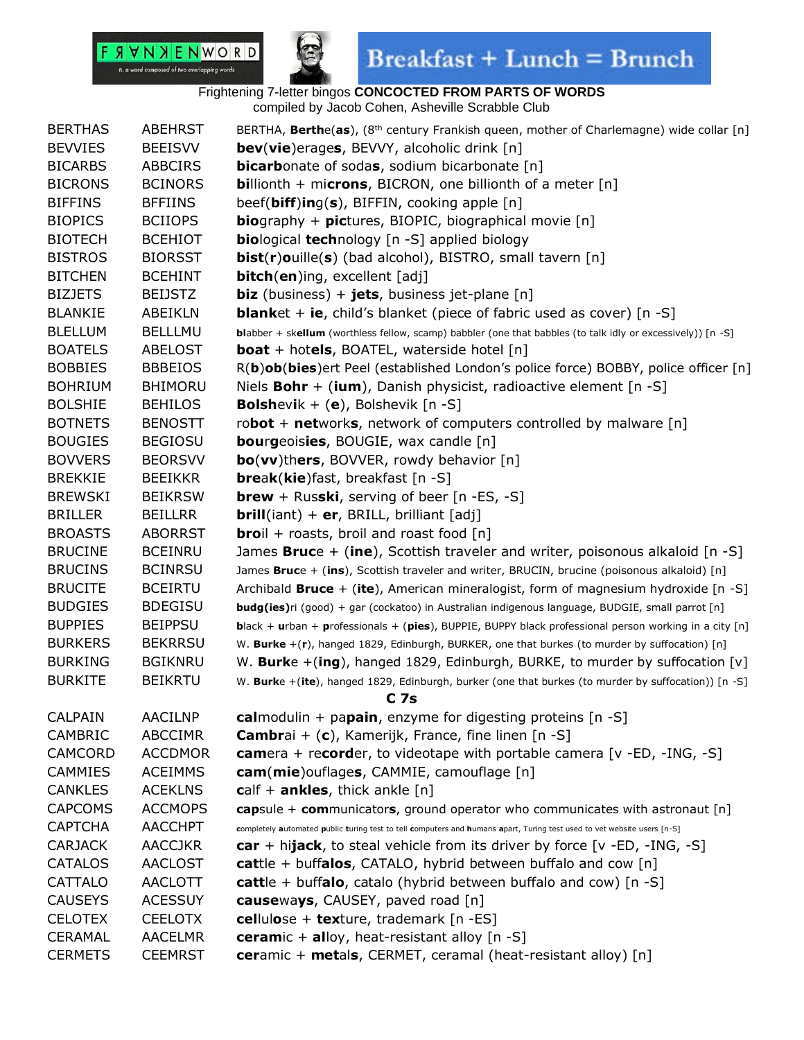Breakfast + Lunch = Brunch

Frightening 7-letter bingos **CONCOCTED FROM PARTS OF WORDS**
compiled by Jacob Cohen, Asheville Scrabble Club

| | | |
|---|---|---|
| BERTHAS | ABEHRST | BERTHA, **Berth**e(**as**), (8th century Frankish queen, mother of Charlemagne) wide collar [n] |
| BEVVIES | BEEISVV | **bev**(**vie**)erage**s**, BEVVY, alcoholic drink [n] |
| BICARBS | ABBCIRS | **bicarb**onate of soda**s**, sodium bicarbonate [n] |
| BICRONS | BCINORS | **bi**llionth + mi**crons**, BICRON, one billionth of a meter [n] |
| BIFFINS | BFFIINS | beef(**biff**)**in**g(**s**), BIFFIN, cooking apple [n] |
| BIOPICS | BCIIOPS | **bio**graphy + **pic**tures, BIOPIC, biographical movie [n] |
| BIOTECH | BCEHIOT | **bio**logical **tech**nology [n -S] applied biology |
| BISTROS | BIORSST | **bist**(**r**)**o**uille(**s**) (bad alcohol), BISTRO, small tavern [n] |
| BITCHEN | BCEHINT | **bitch**(**en**)ing, excellent [adj] |
| BIZJETS | BEIJSTZ | **biz** (business) + **jets**, business jet-plane [n] |
| BLANKIE | ABEIKLN | **blank**et + **ie**, child's blanket (piece of fabric used as cover) [n -S] |
| BLELLUM | BELLLMU | **bl**abber + sk**ellum** (worthless fellow, scamp) babbler (one that babbles (to talk idly or excessively)) [n -S] |
| BOATELS | ABELOST | **boat** + hot**els**, BOATEL, waterside hotel [n] |
| BOBBIES | BBBEIOS | R(**b**)**ob**(**bies**)ert Peel (established London's police force) BOBBY, police officer [n] |
| BOHRIUM | BHIMORU | Niels **Bohr** + (**ium**), Danish physicist, radioactive element [n -S] |
| BOLSHIE | BEHILOS | **Bolsh**ev**i**k + (**e**), Bolshevik [n -S] |
| BOTNETS | BENOSTT | ro**bot** + **net**work**s**, network of computers controlled by malware [n] |
| BOUGIES | BEGIOSU | **bou**r**g**eois**ies**, BOUGIE, wax candle [n] |
| BOVVERS | BEORSVV | **bo**(**vv**)th**ers**, BOVVER, rowdy behavior [n] |
| BREKKIE | BEEIKKR | **brea**k(**kie**)fast, breakfast [n -S] |
| BREWSKI | BEIKRSW | **brew** + Rus**ski**, serving of beer [n -ES, -S] |
| BRILLER | BEILLRR | **brill**(iant) + **er**, BRILL, brilliant [adj] |
| BROASTS | ABORRST | **bro**il + roasts, broil and roast food [n] |
| BRUCINE | BCEINRU | James **Bruc**e + (**ine**), Scottish traveler and writer, poisonous alkaloid [n -S] |
| BRUCINS | BCINRSU | James **Bruc**e + (**ins**), Scottish traveler and writer, BRUCIN, brucine (poisonous alkaloid) [n] |
| BRUCITE | BCEIRTU | Archibald **Bruce** + (**ite**), American mineralogist, form of magnesium hydroxide [n -S] |
| BUDGIES | BDEGISU | **budg(ies)**ri (good) + gar (cockatoo) in Australian indigenous language, BUDGIE, small parrot [n] |
| BUPPIES | BEIPPSU | **b**lack + **u**rban + **p**rofessionals + (**pies**), BUPPIE, BUPPY black professional person working in a city [n] |
| BURKERS | BEKRRSU | W. **Burke** +(**r**), hanged 1829, Edinburgh, BURKER, one that burkes (to murder by suffocation) [n] |
| BURKING | BGIKNRU | W. **Burk**e +(**ing**), hanged 1829, Edinburgh, BURKE, to murder by suffocation [v] |
| BURKITE | BEIKRTU | W. **Burk**e +(**ite**), hanged 1829, Edinburgh, burker (one that burkes (to murder by suffocation)) [n -S] |

## C 7s

| | | |
|---|---|---|
| CALPAIN | AACILNP | **cal**modulin + pa**pain**, enzyme for digesting proteins [n -S] |
| CAMBRIC | ABCCIMR | **Cambr**ai + (**c**), Kamerijk, France, fine linen [n -S] |
| CAMCORD | ACCDMOR | **cam**era + re**cord**er, to videotape with portable camera [v -ED, -ING, -S] |
| CAMMIES | ACEIMMS | **cam**(**mie**)ouflage**s**, CAMMIE, camouflage [n] |
| CANKLES | ACEKLNS | **c**alf + **ankles**, thick ankle [n] |
| CAPCOMS | ACCMOPS | **cap**sule + **com**municator**s**, ground operator who communicates with astronaut [n] |
| CAPTCHA | AACCHPT | **c**ompletely **a**utomated **p**ublic **t**uring test to tell **c**omputers and **h**umans **a**part, Turing test used to vet website users [n-S] |
| CARJACK | AACCJKR | **car** + hi**jack**, to steal vehicle from its driver by force [v -ED, -ING, -S] |
| CATALOS | AACLOST | **cat**tle + buff**alos**, CATALO, hybrid between buffalo and cow [n] |
| CATTALO | AACLOTT | **catt**le + buff**alo**, catalo (hybrid between buffalo and cow) [n -S] |
| CAUSEYS | ACESSUY | **cause**wa**ys**, CAUSEY, paved road [n] |
| CELOTEX | CEELOTX | **cel**lul**o**se + **tex**ture, trademark [n -ES] |
| CERAMAL | AACELMR | **ceram**ic + **al**loy, heat-resistant alloy [n -S] |
| CERMETS | CEEMRST | **cer**amic + **met**al**s**, CERMET, ceramal (heat-resistant alloy) [n] |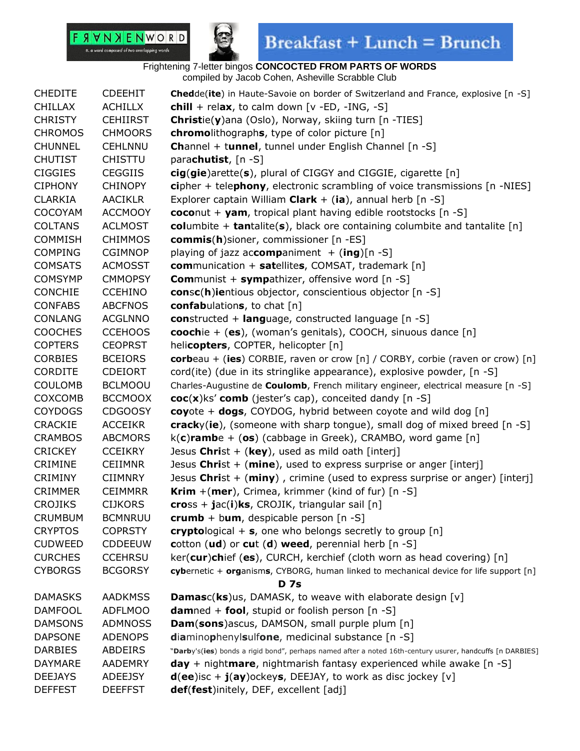Frightening 7-letter bingos **CONCOCTED FROM PARTS OF WORDS**
compiled by Jacob Cohen, Asheville Scrabble Club

| | | |
|---|---|---|
| CHEDITE | CDEEHIT | **Ched**de(**ite**) in Haute-Savoie on border of Switzerland and France, explosive [n -S] |
| CHILLAX | ACHILLX | **chill** + rel**ax**, to calm down [v -ED, -ING, -S] |
| CHRISTY | CEHIIRST | **Christ**ie(**y**)ana (Oslo), Norway, skiing turn [n -TIES] |
| CHROMOS | CHMOORS | **chromo**lithograph**s**, type of color picture [n] |
| CHUNNEL | CEHLNNU | **Ch**annel + t**unnel**, tunnel under English Channel [n -S] |
| CHUTIST | CHISTTU | para**chutist**, [n -S] |
| CIGGIES | CEGGIIS | **cig**(**gie**)arette(**s**), plural of CIGGY and CIGGIE, cigarette [n] |
| CIPHONY | CHINOPY | **ci**pher + tele**phony**, electronic scrambling of voice transmissions [n -NIES] |
| CLARKIA | AACIKLR | Explorer captain William **Clark** + (**ia**), annual herb [n -S] |
| COCOYAM | ACCMOOY | **coco**nut + **yam**, tropical plant having edible rootstocks [n -S] |
| COLTANS | ACLMOST | **col**umbite + **tan**talite(**s**), black ore containing columbite and tantalite [n] |
| COMMISH | CHIMMOS | **commis**(**h**)sioner, commissioner [n -ES] |
| COMPING | CGIMNOP | playing of jazz ac**comp**animent + (**ing**)[n -S] |
| COMSATS | ACMOSST | **com**munication + **sat**ellite**s**, COMSAT, trademark [n] |
| COMSYMP | CMMOPSY | **Com**munist + **symp**athizer, offensive word [n -S] |
| CONCHIE | CCEHINO | **con**s**c**(**h**)**ie**ntious objector, conscientious objector [n -S] |
| CONFABS | ABCFNOS | **confab**ulation**s**, to chat [n] |
| CONLANG | ACGLNNO | **con**structed + **lang**uage, constructed language [n -S] |
| COOCHES | CCEHOOS | **cooch**ie + (**es**), (woman's genitals), COOCH, sinuous dance [n] |
| COPTERS | CEOPRST | heli**copters**, COPTER, helicopter [n] |
| CORBIES | BCEIORS | **corb**eau + (**ies**) CORBIE, raven or crow [n] / CORBY, corbie (raven or crow) [n] |
| CORDITE | CDEIORT | cord(ite) (due in its stringlike appearance), explosive powder, [n -S] |
| COULOMB | BCLMOOU | Charles-Augustine de **Coulomb**, French military engineer, electrical measure [n -S] |
| COXCOMB | BCCMOOX | **coc**(**x**)ks' **comb** (jester's cap), conceited dandy [n -S] |
| COYDOGS | CDGOOSY | **coy**ote + **dogs**, COYDOG, hybrid between coyote and wild dog [n] |
| CRACKIE | ACCEIKR | **crack**y(**ie**), (someone with sharp tongue), small dog of mixed breed [n -S] |
| CRAMBOS | ABCMORS | k(**c**)**ramb**e + (**os**) (cabbage in Greek), CRAMBO, word game [n] |
| CRICKEY | CCEIKRY | Jesus **Chri**st + (**key**), used as mild oath [interj] |
| CRIMINE | CEIIMNR | Jesus **Chri**st + (**mine**), used to express surprise or anger [interj] |
| CRIMINY | CIIMNRY | Jesus **Chri**st + (**miny**) , crimine (used to express surprise or anger) [interj] |
| CRIMMER | CEIMMRR | **Krim** +(**mer**), Crimea, krimmer (kind of fur) [n -S] |
| CROJIKS | CIJKORS | **cro**ss + **j**ac(**i**)**ks**, CROJIK, triangular sail [n] |
| CRUMBUM | BCMNRUU | **crumb** + b**um**, despicable person [n -S] |
| CRYPTOS | COPRSTY | **crypto**logical + **s**, one who belongs secretly to group [n] |
| CUDWEED | CDDEEUW | **c**otton (**ud**) or **cu**t (**d**) **weed**, perennial herb [n -S] |
| CURCHES | CCEHRSU | ker(**cur**)**ch**ief (**es**), CURCH, kerchief (cloth worn as head covering) [n] |
| CYBORGS | BCGORSY | **cyb**ernetic + **org**anism**s**, CYBORG, human linked to mechanical device for life support [n] |

## D 7s

| | | |
|---|---|---|
| DAMASKS | AADKMSS | **Damas**c(**ks**)us, DAMASK, to weave with elaborate design [v] |
| DAMFOOL | ADFLMOO | **dam**ned + **fool**, stupid or foolish person [n -S] |
| DAMSONS | ADMNOSS | **Dam**(**sons**)ascus, DAMSON, small purple plum [n] |
| DAPSONE | ADENOPS | **d**i**a**mino**p**henyl**s**ulf**one**, medicinal substance [n -S] |
| DARBIES | ABDEIRS | "**Darb**y's(**ies**) bonds a rigid bond", perhaps named after a noted 16th-century usurer, handcuffs [n DARBIES] |
| DAYMARE | AADEMRY | **day** + night**mare**, nightmarish fantasy experienced while awake [n -S] |
| DEEJAYS | ADEEJSY | **d**(**ee**)isc + **j**(**ay**)ockey**s**, DEEJAY, to work as disc jockey [v] |
| DEFFEST | DEEFFST | **def**(**fest**)initely, DEF, excellent [adj] |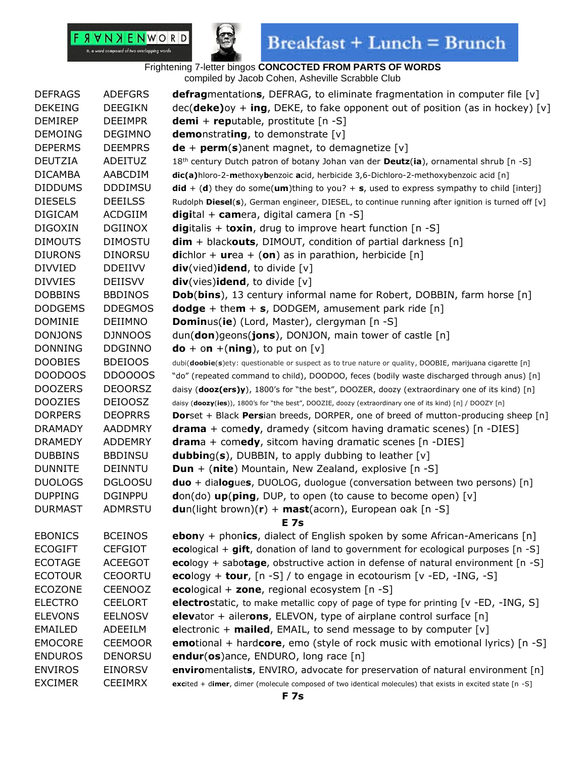FRANKENWORD n. a word composed of two overlapping words

Breakfast + Lunch = Brunch

Frightening 7-letter bingos **CONCOCTED FROM PARTS OF WORDS**
compiled by Jacob Cohen, Asheville Scrabble Club

| | | |
|---|---|---|
| DEFRAGS | ADEFGRS | **defrag**mentation**s**, DEFRAG, to eliminate fragmentation in computer file [v] |
| DEKEING | DEEGIKN | dec(**deke)**oy + **ing**, DEKE, to fake opponent out of position (as in hockey) [v] |
| DEMIREP | DEEIMPR | **demi** + **rep**utable, prostitute [n -S] |
| DEMOING | DEGIMNO | **demo**nstrat**ing**, to demonstrate [v] |
| DEPERMS | DEEMPRS | **de** + **perm**(**s**)anent magnet, to demagnetize [v] |
| DEUTZIA | ADEITUZ | 18th century Dutch patron of botany Johan van der **Deutz**(**ia**), ornamental shrub [n -S] |
| DICAMBA | AABCDIM | **dic(a)**hloro-2-**m**ethoxy**b**enzoic **a**cid, herbicide 3,6-Dichloro-2-methoxybenzoic acid [n] |
| DIDDUMS | DDDIMSU | **did** + (**d**) they do some(**um**)thing to you? + **s**, used to express sympathy to child [interj] |
| DIESELS | DEEILSS | Rudolph **Diesel**(**s**), German engineer, DIESEL, to continue running after ignition is turned off [v] |
| DIGICAM | ACDGIIM | **digi**tal + **cam**era, digital camera [n -S] |
| DIGOXIN | DGIINOX | **dig**italis + t**oxin**, drug to improve heart function [n -S] |
| DIMOUTS | DIMOSTU | **dim** + black**outs**, DIMOUT, condition of partial darkness [n] |
| DIURONS | DINORSU | **di**chlor + **ur**ea + (**on**) as in parathion, herbicide [n] |
| DIVVIED | DDEIIVV | **div**(vied)**idend**, to divide [v] |
| DIVVIES | DEIISVV | **div**(vies)**idend**, to divide [v] |
| DOBBINS | BBDINOS | **Dob**(**bins**), 13 century informal name for Robert, DOBBIN, farm horse [n] |
| DODGEMS | DDEGMOS | **dodge** + the**m** + **s**, DODGEM, amusement park ride [n] |
| DOMINIE | DEIIMNO | **Domin**us(**ie**) (Lord, Master), clergyman [n -S] |
| DONJONS | DJNNOOS | dun(**don**)geons(**jons**), DONJON, main tower of castle [n] |
| DONNING | DDGINNO | **do** + o**n** +(**ning**), to put on [v] |
| DOOBIES | BDEIOOS | dubi(**doobie**(**s**)ety: questionable or suspect as to true nature or quality, DOOBIE, marijuana cigarette [n] |
| DOODOOS | DDOOOOS | "do" (repeated command to child), DOODOO, feces (bodily waste discharged through anus) [n] |
| DOOZERS | DEOORSZ | daisy (**dooz(ers)y**), 1800's for "the best", DOOZER, doozy (extraordinary one of its kind) [n] |
| DOOZIES | DEIOOSZ | daisy (**doozy**(**ies**)), 1800's for "the best", DOOZIE, doozy (extraordinary one of its kind) [n] / DOOZY [n] |
| DORPERS | DEOPRRS | **Dor**set + Black **Pers**ian breeds, DORPER, one of breed of mutton-producing sheep [n] |
| DRAMADY | AADDMRY | **drama** + come**dy**, dramedy (sitcom having dramatic scenes) [n -DIES] |
| DRAMEDY | ADDEMRY | **dram**a + com**edy**, sitcom having dramatic scenes [n -DIES] |
| DUBBINS | BBDINSU | **dubbin**g(**s**), DUBBIN, to apply dubbing to leather [v] |
| DUNNITE | DEINNTU | **Dun** + (**nite**) Mountain, New Zealand, explosive [n -S] |
| DUOLOGS | DGLOOSU | **duo** + dia**log**ue**s**, DUOLOG, duologue (conversation between two persons) [n] |
| DUPPING | DGINPPU | **d**on(do) **up**(**ping**, DUP, to open (to cause to become open) [v] |
| DURMAST | ADMRSTU | **du**n(light brown)(**r**) + **mast**(acorn), European oak [n -S] |
| | | **E 7s** |
| EBONICS | BCEINOS | **ebon**y + phon**ics**, dialect of English spoken by some African-Americans [n] |
| ECOGIFT | CEFGIOT | **eco**logical + **gift**, donation of land to government for ecological purposes [n -S] |
| ECOTAGE | ACEEGOT | **eco**logy + sabo**tage**, obstructive action in defense of natural environment [n -S] |
| ECOTOUR | CEOORTU | **eco**logy + **tour**, [n -S] / to engage in ecotourism [v -ED, -ING, -S] |
| ECOZONE | CEENOOZ | **eco**logical + **zone**, regional ecosystem [n -S] |
| ELECTRO | CEELORT | **electro**static, to make metallic copy of page of type for printing [v -ED, -ING, S] |
| ELEVONS | EELNOSV | **elev**ator + ailer**ons**, ELEVON, type of airplane control surface [n] |
| EMAILED | ADEEILM | **e**lectronic + **mailed**, EMAIL, to send message to by computer [v] |
| EMOCORE | CEEMOOR | **emo**tional + hard**core**, emo (style of rock music with emotional lyrics) [n -S] |
| ENDUROS | DENORSU | **endur**(**os**)ance, ENDURO, long race [n] |
| ENVIROS | EINORSV | **enviro**mentalist**s**, ENVIRO, advocate for preservation of natural environment [n] |
| EXCIMER | CEEIMRX | **exc**ited + d**imer**, dimer (molecule composed of two identical molecules) that exists in excited state [n -S] |
| | | **F 7s** |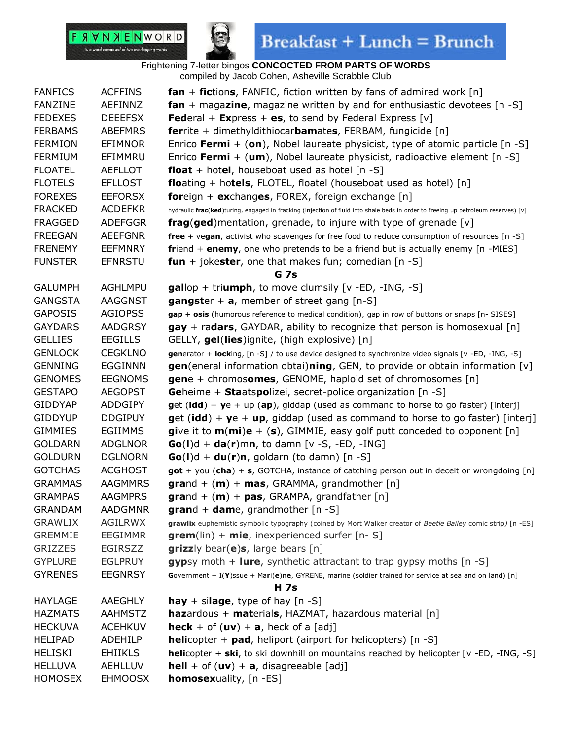Frightening 7-letter bingos **CONCOCTED FROM PARTS OF WORDS**
compiled by Jacob Cohen, Asheville Scrabble Club

| | | |
|---|---|---|
| FANFICS | ACFFINS | **fan** + **fic**tion**s**, FANFIC, fiction written by fans of admired work [n] |
| FANZINE | AEFINNZ | **fan** + maga**zine**, magazine written by and for enthusiastic devotees [n -S] |
| FEDEXES | DEEEFSX | **Fed**eral + **Ex**press + **es**, to send by Federal Express [v] |
| FERBAMS | ABEFMRS | **fer**rite + dimethyldithiocar**bamate****s**, FERBAM, fungicide [n] |
| FERMION | EFIMNOR | Enrico **Fermi** + (**on**), Nobel laureate physicist, type of atomic particle [n -S] |
| FERMIUM | EFIMMRU | Enrico **Fermi** + (**um**), Nobel laureate physicist, radioactive element [n -S] |
| FLOATEL | AEFLLOT | **float** + hot**el**, houseboat used as hotel [n -S] |
| FLOTELS | EFLLOST | **flo**ating + ho**tels**, FLOTEL, floatel (houseboat used as hotel) [n] |
| FOREXES | EEFORSX | **for**eign + **ex**chang**es**, FOREX, foreign exchange [n] |
| FRACKED | ACDEFKR | hydraulic **frac**(**ked**)turing, engaged in fracking (injection of fluid into shale beds in order to freeing up petroleum reserves) [v] |
| FRAGGED | ADEFGGR | **frag**(**ged**)mentation, grenade, to injure with type of grenade [v] |
| FREEGAN | AEEFGNR | **free** + ve**gan**, activist who scavenges for free food to reduce consumption of resources [n -S] |
| FRENEMY | EEFMNRY | **fr**iend + **enemy**, one who pretends to be a friend but is actually enemy [n -MIES] |
| FUNSTER | EFNRSTU | **fun** + joke**ster**, one that makes fun; comedian [n -S] |
| | | **G 7s** |
| GALUMPH | AGHLMPU | **gal**lop + tri**umph**, to move clumsily [v -ED, -ING, -S] |
| GANGSTA | AAGGNST | **gangst**er + **a**, member of street gang [n-S] |
| GAPOSIS | AGIOPSS | **gap** + **osis** (humorous reference to medical condition), gap in row of buttons or snaps [n- SISES] |
| GAYDARS | AADGRSY | **gay** + ra**dars**, GAYDAR, ability to recognize that person is homosexual [n] |
| GELLIES | EEGILLS | GELLY, **gel**(**lies**)ignite, (high explosive) [n] |
| GENLOCK | CEGKLNO | **gen**erator + **lock**ing, [n -S] / to use device designed to synchronize video signals [v -ED, -ING, -S] |
| GENNING | EGGINNN | **gen**(eneral information obtai)**ning**, GEN, to provide or obtain information [v] |
| GENOMES | EEGNOMS | **gen**e + chromos**omes**, GENOME, haploid set of chromosomes [n] |
| GESTAPO | AEGOPST | **Ge**heime + **Sta**ats**po**lizei, secret-police organization [n -S] |
| GIDDYAP | ADDGIPY | **g**et (**idd**) + **y**e + up (**ap**), giddap (used as command to horse to go faster) [interj] |
| GIDDYUP | DDGIPUY | **g**et (**idd**) + **y**e + **up**, giddap (used as command to horse to go faster) [interj] |
| GIMMIES | EGIIMMS | **gi**ve it to **m**(**mi**)**e** + (**s**), GIMMIE, easy golf putt conceded to opponent [n] |
| GOLDARN | ADGLNOR | **Go**(**l**)d + **da**(**r**)m**n**, to damn [v -S, -ED, -ING] |
| GOLDURN | DGLNORN | **Go**(**l**)d + **du**(**r**)**n**, goldarn (to damn) [n -S] |
| GOTCHAS | ACGHOST | **got** + you (**cha**) + **s**, GOTCHA, instance of catching person out in deceit or wrongdoing [n] |
| GRAMMAS | AAGMMRS | **gra**nd + (**m**) + **mas**, GRAMMA, grandmother [n] |
| GRAMPAS | AAGMPRS | **gra**nd + (**m**) + **pas**, GRAMPA, grandfather [n] |
| GRANDAM | AADGMNR | **gran**d + **dam**e, grandmother [n -S] |
| GRAWLIX | AGILRWX | **grawlix** euphemistic symbolic typography (coined by Mort Walker creator of *Beetle Bailey* comic strip*)* [n -ES] |
| GREMMIE | EEGIMMR | **grem**(lin) + **mie**, inexperienced surfer [n- S] |
| GRIZZES | EGIRSZZ | **grizz**ly bear(**e**)**s**, large bears [n] |
| GYPLURE | EGLPRUY | **gyp**sy moth + **lure**, synthetic attractant to trap gypsy moths [n -S] |
| GYRENES | EEGNRSY | **G**overnment + I(**Y**)ssue + Ma**r**i(**e**)**ne**, GYRENE, marine (soldier trained for service at sea and on land) [n] |
| | | **H 7s** |
| HAYLAGE | AAEGHLY | **hay** + si**lage**, type of hay [n -S] |
| HAZMATS | AAHMSTZ | **haz**ardous + **mat**erial**s**, HAZMAT, hazardous material [n] |
| HECKUVA | ACEHKUV | **heck** + of (**uv**) + **a**, heck of a [adj] |
| HELIPAD | ADEHILP | **heli**copter + **pad**, heliport (airport for helicopters) [n -S] |
| HELISKI | EHIIKLS | **heli**copter + **ski**, to ski downhill on mountains reached by helicopter [v -ED, -ING, -S] |
| HELLUVA | AEHLLUV | **hell** + of (**uv**) + **a**, disagreeable [adj] |
| HOMOSEX | EHMOOSX | **homosex**uality, [n -ES] |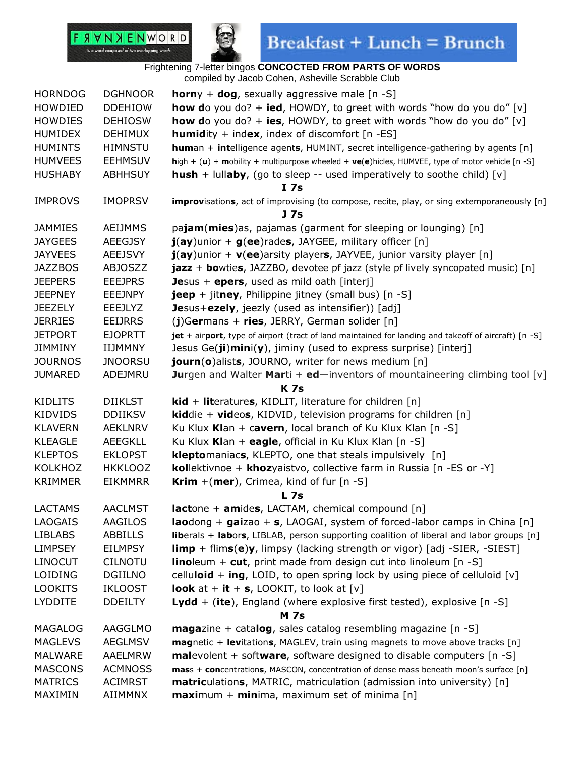FRANKENWORD n. a word composed of two overlapping words

Breakfast + Lunch = Brunch

Frightening 7-letter bingos **CONCOCTED FROM PARTS OF WORDS**
compiled by Jacob Cohen, Asheville Scrabble Club

| | | |
|---|---|---|
| HORNDOG | DGHNOOR | **horn**y + **dog**, sexually aggressive male [n -S] |
| HOWDIED | DDEHIOW | **how d**o you do? + **ied**, HOWDY, to greet with words "how do you do" [v] |
| HOWDIES | DEHIOSW | **how d**o you do? + **ies**, HOWDY, to greet with words "how do you do" [v] |
| HUMIDEX | DEHIMUX | **humid**ity + ind**ex**, index of discomfort [n -ES] |
| HUMINTS | HIMNSTU | **hum**an + **int**elligence agent**s**, HUMINT, secret intelligence-gathering by agents [n] |
| HUMVEES | EEHMSUV | **h**igh + (**u**) + **m**obility + multipurpose wheeled + **ve**(**e**)hicles, HUMVEE, type of motor vehicle [n -S] |
| HUSHABY | ABHHSUY | **hush** + lull**aby**, (go to sleep -- used imperatively to soothe child) [v] |
| | | **I 7s** |
| IMPROVS | IMOPRSV | **improv**isation**s**, act of improvising (to compose, recite, play, or sing extemporaneously [n] |
| | | **J 7s** |
| JAMMIES | AEIJMMS | pa**jam**(**mies**)as, pajamas (garment for sleeping or lounging) [n] |
| JAYGEES | AEEGJSY | **j**(**ay**)unior + **g**(**ee**)rade**s**, JAYGEE, military officer [n] |
| JAYVEES | AEEJSVY | **j**(**ay**)unior + **v**(**ee**)arsity player**s**, JAYVEE, junior varsity player [n] |
| JAZZBOS | ABJOSZZ | **jazz** + **bo**wtie**s**, JAZZBO, devotee pf jazz (style pf lively syncopated music) [n] |
| JEEPERS | EEEJPRS | **Je**sus + **epers**, used as mild oath [interj] |
| JEEPNEY | EEEJNPY | **jeep** + jit**ney**, Philippine jitney (small bus) [n -S] |
| JEEZELY | EEEJLYZ | **Je**sus+**ezely**, jeezly (used as intensifier)) [adj] |
| JERRIES | EEIJRRS | (**j**)G**er**mans + **ries**, JERRY, German solider [n] |
| JETPORT | EJOPRTT | **jet** + air**port**, type of airport (tract of land maintained for landing and takeoff of aircraft) [n -S] |
| JIMMINY | IIJMMNY | Jesus Ge(**ji**)**mini**(**y**), jiminy (used to express surprise) [interj] |
| JOURNOS | JNOORSU | **journ**(**o**)alist**s**, JOURNO, writer for news medium [n] |
| JUMARED | ADEJMRU | **Ju**rgen and Walter **Mar**ti + **ed**—inventors of mountaineering climbing tool [v] |
| | | **K 7s** |
| KIDLITS | DIIKLST | **kid** + **lit**erature**s**, KIDLIT, literature for children [n] |
| KIDVIDS | DDIIKSV | **kid**die + **vid**eo**s**, KIDVID, television programs for children [n] |
| KLAVERN | AEKLNRV | Ku Klux **Kl**an + c**avern**, local branch of Ku Klux Klan [n -S] |
| KLEAGLE | AEEGKLL | Ku Klux **Kl**an + **eagle**, official in Ku Klux Klan [n -S] |
| KLEPTOS | EKLOPST | **klepto**maniac**s**, KLEPTO, one that steals impulsively [n] |
| KOLKHOZ | HKKLOOZ | **kol**lektivnoe + **khoz**yaistvo, collective farm in Russia [n -ES or -Y] |
| KRIMMER | EIKMMRR | **Krim** +(**mer**), Crimea, kind of fur [n -S] |
| | | **L 7s** |
| LACTAMS | AACLMST | **lact**one + **am**ide**s**, LACTAM, chemical compound [n] |
| LAOGAIS | AAGILOS | **lao**dong + **gai**zao + **s**, LAOGAI, system of forced-labor camps in China [n] |
| LIBLABS | ABBILLS | **lib**erals + **lab**or**s**, LIBLAB, person supporting coalition of liberal and labor groups [n] |
| LIMPSEY | EILMPSY | **limp** + flim**s**(**e**)**y**, limpsy (lacking strength or vigor) [adj -SIER, -SIEST] |
| LINOCUT | CILNOTU | **lino**leum + **cut**, print made from design cut into linoleum [n -S] |
| LOIDING | DGIILNO | cellu**loid** + **ing**, LOID, to open spring lock by using piece of celluloid [v] |
| LOOKITS | IKLOOST | **look** at + **it** + **s**, LOOKIT, to look at [v] |
| LYDDITE | DDEILTY | **Lydd** + (**ite**), England (where explosive first tested), explosive [n -S] |
| | | **M 7s** |
| MAGALOG | AAGGLMO | **maga**zine + cata**log**, sales catalog resembling magazine [n -S] |
| MAGLEVS | AEGLMSV | **mag**netic + **lev**itation**s**, MAGLEV, train using magnets to move above tracks [n] |
| MALWARE | AAELMRW | **mal**evolent + soft**ware**, software designed to disable computers [n -S] |
| MASCONS | ACMNOSS | **mas**s + **con**centration**s**, MASCON, concentration of dense mass beneath moon's surface [n] |
| MATRICS | ACIMRST | **matric**ulation**s**, MATRIC, matriculation (admission into university) [n] |
| MAXIMIN | AIIMMNX | **maxi**mum + **min**ima, maximum set of minima [n] |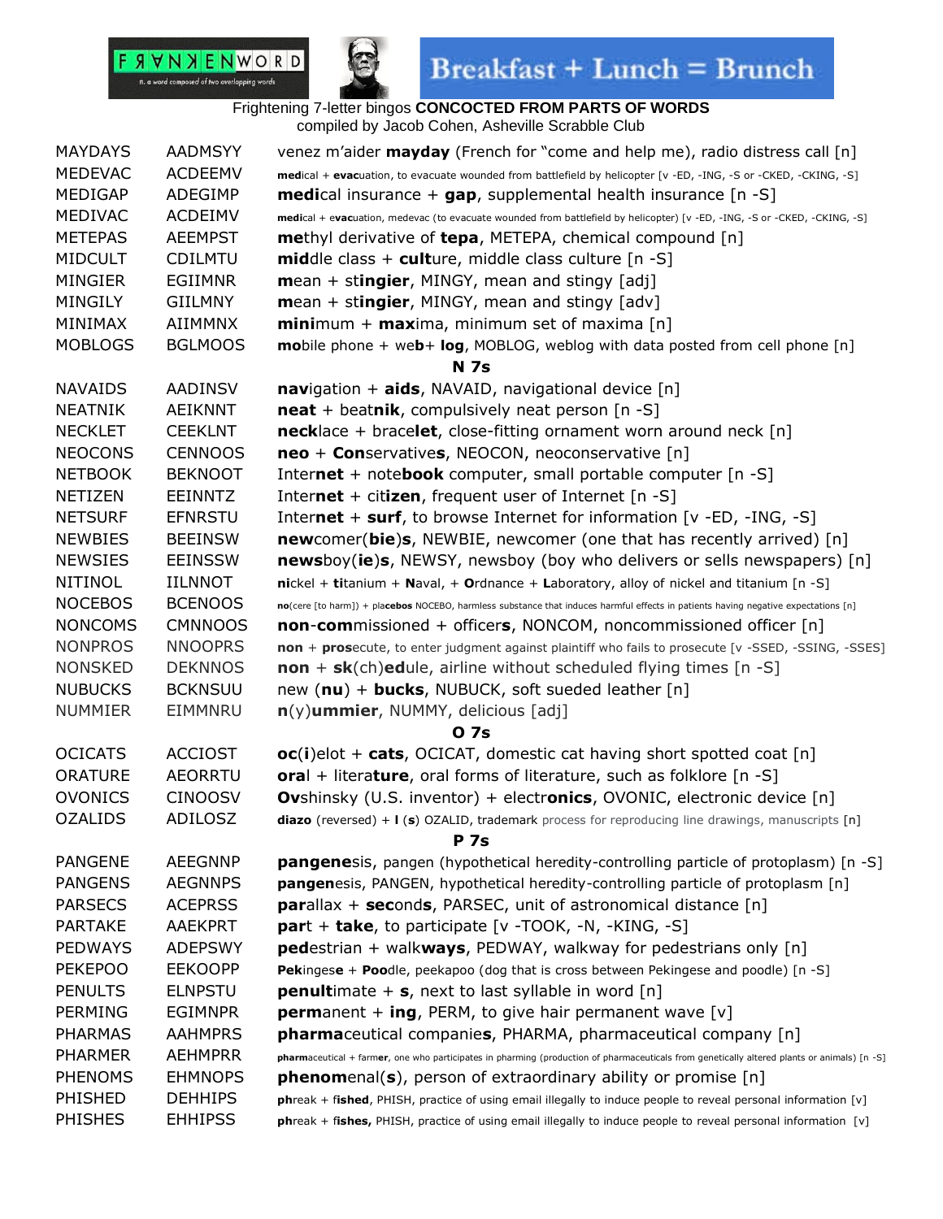FRANKENWORD n. a word composed of two overlapping words

Breakfast + Lunch = Brunch

Frightening 7-letter bingos **CONCOCTED FROM PARTS OF WORDS**
compiled by Jacob Cohen, Asheville Scrabble Club

| | | |
|---|---|---|
| MAYDAYS | AADMSYY | venez m'aider **mayday** (French for "come and help me), radio distress call [n] |
| MEDEVAC | ACDEEMV | **med**ical + **evac**uation, to evacuate wounded from battlefield by helicopter [v -ED, -ING, -S or -CKED, -CKING, -S] |
| MEDIGAP | ADEGIMP | **medi**cal insurance + **gap**, supplemental health insurance [n -S] |
| MEDIVAC | ACDEIMV | **medi**cal + e**vac**uation, medevac (to evacuate wounded from battlefield by helicopter) [v -ED, -ING, -S or -CKED, -CKING, -S] |
| METEPAS | AEEMPST | **me**thyl derivative of **tepa**, METEPA, chemical compound [n] |
| MIDCULT | CDILMTU | **mid**dle class + **cult**ure, middle class culture [n -S] |
| MINGIER | EGIIMNR | **m**ean + st**ingier**, MINGY, mean and stingy [adj] |
| MINGILY | GIILMNY | **m**ean + st**ingier**, MINGY, mean and stingy [adv] |
| MINIMAX | AIIMMNX | **mini**mum + **max**ima, minimum set of maxima [n] |
| MOBLOGS | BGLMOOS | **mo**bile phone + we**b**+ **log**, MOBLOG, weblog with data posted from cell phone [n] |
| | | **N 7s** |
| NAVAIDS | AADINSV | **nav**igation + **aids**, NAVAID, navigational device [n] |
| NEATNIK | AEIKNNT | **neat** + beat**nik**, compulsively neat person [n -S] |
| NECKLET | CEEKLNT | **neck**lace + brace**let**, close-fitting ornament worn around neck [n] |
| NEOCONS | CENNOOS | **neo** + **Con**servative**s**, NEOCON, neoconservative [n] |
| NETBOOK | BEKNOOT | Inter**net** + note**book** computer, small portable computer [n -S] |
| NETIZEN | EEINNTZ | Inter**net** + cit**izen**, frequent user of Internet [n -S] |
| NETSURF | EFNRSTU | Inter**net** + **surf**, to browse Internet for information [v -ED, -ING, -S] |
| NEWBIES | BEEINSW | **new**comer(**bie**)**s**, NEWBIE, newcomer (one that has recently arrived) [n] |
| NEWSIES | EEINSSW | **news**boy(**ie**)**s**, NEWSY, newsboy (boy who delivers or sells newspapers) [n] |
| NITINOL | IILNNOT | **ni**ckel + **ti**tanium + **N**aval, + **O**rdnance + **L**aboratory, alloy of nickel and titanium [n -S] |
| NOCEBOS | BCENOOS | **no**(cere [to harm]) + pla**cebos** NOCEBO, harmless substance that induces harmful effects in patients having negative expectations [n] |
| NONCOMS | CMNNOOS | **non**-**com**missioned + officer**s**, NONCOM, noncommissioned officer [n] |
| NONPROS | NNOOPRS | **non** + **pros**ecute, to enter judgment against plaintiff who fails to prosecute [v -SSED, -SSING, -SSES] |
| NONSKED | DEKNNOS | **non** + **sk**(ch)**ed**ule, airline without scheduled flying times [n -S] |
| NUBUCKS | BCKNSUU | new (**nu**) + **bucks**, NUBUCK, soft sueded leather [n] |
| NUMMIER | EIMMNRU | **n**(y)**ummier**, NUMMY, delicious [adj] |
| | | **O 7s** |
| OCICATS | ACCIOST | **oc**(**i**)elot + **cats**, OCICAT, domestic cat having short spotted coat [n] |
| ORATURE | AEORRTU | **ora**l + litera**ture**, oral forms of literature, such as folklore [n -S] |
| OVONICS | CINOOSV | **Ov**shinsky (U.S. inventor) + electr**onics**, OVONIC, electronic device [n] |
| OZALIDS | ADILOSZ | **diazo** (reversed) + **l** (**s**) OZALID, trademark process for reproducing line drawings, manuscripts [n] |
| | | **P 7s** |
| PANGENE | AEEGNNP | **pangene**sis, pangen (hypothetical heredity-controlling particle of protoplasm) [n -S] |
| PANGENS | AEGNNPS | **pangen**esis, PANGEN, hypothetical heredity-controlling particle of protoplasm [n] |
| PARSECS | ACEPRSS | **par**allax + **sec**ond**s**, PARSEC, unit of astronomical distance [n] |
| PARTAKE | AAEKPRT | **par**t + **take**, to participate [v -TOOK, -N, -KING, -S] |
| PEDWAYS | ADEPSWY | **ped**estrian + walk**ways**, PEDWAY, walkway for pedestrians only [n] |
| PEKEPOO | EEKOOPP | **Pek**inges**e** + **Poo**dle, peekapoo (dog that is cross between Pekingese and poodle) [n -S] |
| PENULTS | ELNPSTU | **penult**imate + **s**, next to last syllable in word [n] |
| PERMING | EGIMNPR | **perm**anent + **ing**, PERM, to give hair permanent wave [v] |
| PHARMAS | AAHMPRS | **pharma**ceutical companie**s**, PHARMA, pharmaceutical company [n] |
| PHARMER | AEHMPRR | **pharm**aceutical + farm**er**, one who participates in pharming (production of pharmaceuticals from genetically altered plants or animals) [n -S] |
| PHENOMS | EHMNOPS | **phenom**enal(**s**), person of extraordinary ability or promise [n] |
| PHISHED | DEHHIPS | **ph**reak + f**ished**, PHISH, practice of using email illegally to induce people to reveal personal information [v] |
| PHISHES | EHHIPSS | **ph**reak + f**ishes,** PHISH, practice of using email illegally to induce people to reveal personal information [v] |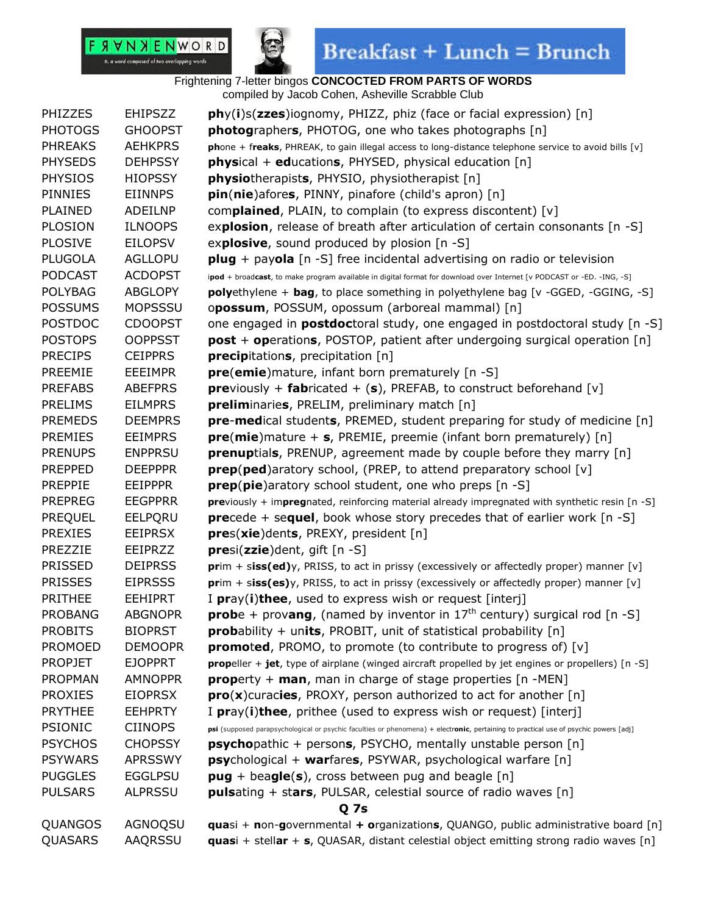Frightening 7-letter bingos **CONCOCTED FROM PARTS OF WORDS**
compiled by Jacob Cohen, Asheville Scrabble Club

| | | |
|---|---|---|
| PHIZZES | EHIPSZZ | **ph**y(**i**)s(**zzes**)iognomy, PHIZZ, phiz (face or facial expression) [n] |
| PHOTOGS | GHOOPST | **photog**rapher**s**, PHOTOG, one who takes photographs [n] |
| PHREAKS | AEHKPRS | **ph**one + f**reaks**, PHREAK, to gain illegal access to long-distance telephone service to avoid bills [v] |
| PHYSEDS | DEHPSSY | **phys**ical + **ed**ucation**s**, PHYSED, physical education [n] |
| PHYSIOS | HIOPSSY | **physio**therapist**s**, PHYSIO, physiotherapist [n] |
| PINNIES | EIINNPS | **pin**(**nie**)afore**s**, PINNY, pinafore (child's apron) [n] |
| PLAINED | ADEILNP | com**plained**, PLAIN, to complain (to express discontent) [v] |
| PLOSION | ILNOOPS | ex**plosion**, release of breath after articulation of certain consonants [n -S] |
| PLOSIVE | EILOPSV | ex**plosive**, sound produced by plosion [n -S] |
| PLUGOLA | AGLLOPU | **plug** + pay**ola** [n -S] free incidental advertising on radio or television |
| PODCAST | ACDOPST | i**pod** + broad**cast**, to make program available in digital format for download over Internet [v PODCAST or -ED. -ING, -S] |
| POLYBAG | ABGLOPY | **poly**ethylene + **bag**, to place something in polyethylene bag [v -GGED, -GGING, -S] |
| POSSUMS | MOPSSSU | o**possum**, POSSUM, opossum (arboreal mammal) [n] |
| POSTDOC | CDOOPST | one engaged in **postdoc**toral study, one engaged in postdoctoral study [n -S] |
| POSTOPS | OOPPSST | **post** + **op**eration**s**, POSTOP, patient after undergoing surgical operation [n] |
| PRECIPS | CEIPPRS | **precip**itation**s**, precipitation [n] |
| PREEMIE | EEEIMPR | **pre**(**emie**)mature, infant born prematurely [n -S] |
| PREFABS | ABEFPRS | **pre**viously + **fab**ricated + (**s**), PREFAB, to construct beforehand [v] |
| PRELIMS | EILMPRS | **prelim**inarie**s**, PRELIM, preliminary match [n] |
| PREMEDS | DEEMPRS | **pre**-**med**ical student**s**, PREMED, student preparing for study of medicine [n] |
| PREMIES | EEIMPRS | **pre**(**mie**)mature + **s**, PREMIE, preemie (infant born prematurely) [n] |
| PRENUPS | ENPPRSU | **prenup**tial**s**, PRENUP, agreement made by couple before they marry [n] |
| PREPPED | DEEPPPR | **prep**(**ped**)aratory school, (PREP, to attend preparatory school [v] |
| PREPPIE | EEIPPPR | **prep**(**pie**)aratory school student, one who preps [n -S] |
| PREPREG | EEGPPRR | **pre**viously + im**preg**nated, reinforcing material already impregnated with synthetic resin [n -S] |
| PREQUEL | EELPQRU | **pre**cede + se**quel**, book whose story precedes that of earlier work [n -S] |
| PREXIES | EEIPRSX | **pre**s(**xie**)dent**s**, PREXY, president [n] |
| PREZZIE | EEIPRZZ | **pre**si(**zzie**)dent, gift [n -S] |
| PRISSED | DEIPRSS | **pr**im + s**iss(ed)**y, PRISS, to act in prissy (excessively or affectedly proper) manner [v] |
| PRISSES | EIPRSSS | **pr**im + s**iss(es)**y, PRISS, to act in prissy (excessively or affectedly proper) manner [v] |
| PRITHEE | EEHIPRT | I **pr**ay(**i**)**thee**, used to express wish or request [interj] |
| PROBANG | ABGNOPR | **prob**e + prov**ang**, (named by inventor in 17th century) surgical rod [n -S] |
| PROBITS | BIOPRST | **prob**ability + un**its**, PROBIT, unit of statistical probability [n] |
| PROMOED | DEMOOPR | **promo**t**ed**, PROMO, to promote (to contribute to progress of) [v] |
| PROPJET | EJOPPRT | **prop**eller + **jet**, type of airplane (winged aircraft propelled by jet engines or propellers) [n -S] |
| PROPMAN | AMNOPPR | **prop**erty + **man**, man in charge of stage properties [n -MEN] |
| PROXIES | EIOPRSX | **pro**(**x**)curac**ies**, PROXY, person authorized to act for another [n] |
| PRYTHEE | EEHPRTY | I **pr**ay(**i**)**thee**, prithee (used to express wish or request) [interj] |
| PSIONIC | CIINOPS | **psi** (supposed parapsychological or psychic faculties or phenomena) + electr**onic**, pertaining to practical use of psychic powers [adj] |
| PSYCHOS | CHOPSSY | **psycho**pathic + person**s**, PSYCHO, mentally unstable person [n] |
| PSYWARS | APRSSWY | **psy**chological + **war**fare**s**, PSYWAR, psychological warfare [n] |
| PUGGLES | EGGLPSU | **pug** + bea**gle**(**s**), cross between pug and beagle [n] |
| PULSARS | ALPRSSU | **puls**ating + st**ars**, PULSAR, celestial source of radio waves [n] |
| | | **Q 7s** |
| QUANGOS | AGNOQSU | **qua**si + **n**on-**g**overnmental **+ o**rganization**s**, QUANGO, public administrative board [n] |
| QUASARS | AAQRSSU | **quas**i + stell**ar** + **s**, QUASAR, distant celestial object emitting strong radio waves [n] |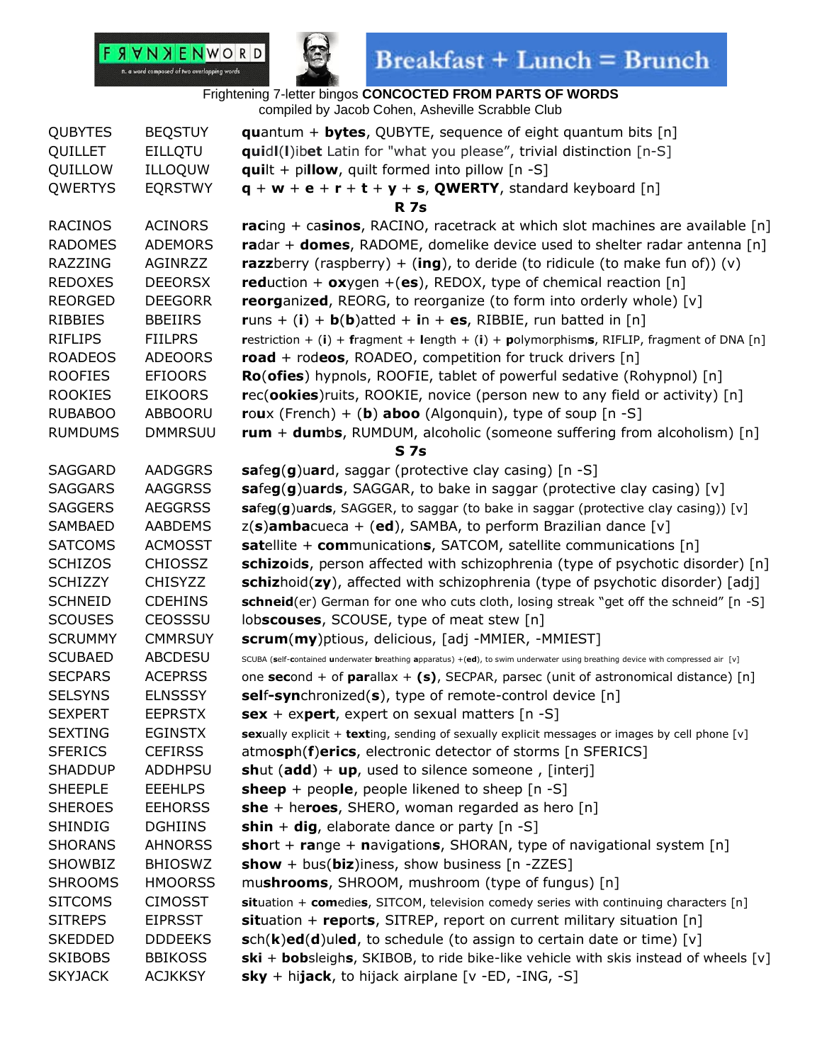Frightening 7-letter bingos **CONCOCTED FROM PARTS OF WORDS**
compiled by Jacob Cohen, Asheville Scrabble Club

| | | |
|---|---|---|
| QUBYTES | BEQSTUY | **qu**antum + **bytes**, QUBYTE, sequence of eight quantum bits [n] |
| QUILLET | EILLQTU | **qui**d**l**(**l**)ib**et** Latin for "what you please", trivial distinction [n-S] |
| QUILLOW | ILLOQUW | **quil**t + pi**llow**, quilt formed into pillow [n -S] |
| QWERTYS | EQRSTWY | **q** + **w** + **e** + **r** + **t** + **y** + **s**, **QWERTY**, standard keyboard [n] |
| | | **R 7s** |
| RACINOS | ACINORS | **rac**ing + ca**sinos**, RACINO, racetrack at which slot machines are available [n] |
| RADOMES | ADEMORS | **ra**dar + **domes**, RADOME, domelike device used to shelter radar antenna [n] |
| RAZZING | AGINRZZ | **razz**berry (raspberry) + (**ing**), to deride (to ridicule (to make fun of)) (v) |
| REDOXES | DEEORSX | **red**uction + **ox**ygen +(**es**), REDOX, type of chemical reaction [n] |
| REORGED | DEEGORR | **reorg**aniz**ed**, REORG, to reorganize (to form into orderly whole) [v] |
| RIBBIES | BBEIIRS | **r**uns + (**i**) + **b**(**b**)atted + **i**n + **es**, RIBBIE, run batted in [n] |
| RIFLIPS | FIILPRS | **r**estriction + (**i**) + **f**ragment + **l**ength + (**i**) + **p**olymorphism**s**, RIFLIP, fragment of DNA [n] |
| ROADEOS | ADEOORS | **road** + rod**eos**, ROADEO, competition for truck drivers [n] |
| ROOFIES | EFIOORS | **Ro**(**ofies**) hypnols, ROOFIE, tablet of powerful sedative (Rohypnol) [n] |
| ROOKIES | EIKOORS | **r**ec(**ookies**)ruits, ROOKIE, novice (person new to any field or activity) [n] |
| RUBABOO | ABBOORU | **rou**x (French) + (**b**) **aboo** (Algonquin), type of soup [n -S] |
| RUMDUMS | DMMRSUU | **rum** + **dum**b**s**, RUMDUM, alcoholic (someone suffering from alcoholism) [n] |
| | | **S 7s** |
| SAGGARD | AADGGRS | **sa**fe**g**(**g**)u**ar**d, saggar (protective clay casing) [n -S] |
| SAGGARS | AAGGRSS | **sa**fe**g**(**g**)u**ards**, SAGGAR, to bake in saggar (protective clay casing) [v] |
| SAGGERS | AEGGRSS | **sa**fe**g**(**g**)u**ar**d**s**, SAGGER, to saggar (to bake in saggar (protective clay casing)) [v] |
| SAMBAED | AABDEMS | z(**s**)**amba**cueca + (**ed**), SAMBA, to perform Brazilian dance [v] |
| SATCOMS | ACMOSST | **sat**ellite + **com**munication**s**, SATCOM, satellite communications [n] |
| SCHIZOS | CHIOSSZ | **schizo**id**s**, person affected with schizophrenia (type of psychotic disorder) [n] |
| SCHIZZY | CHISYZZ | **schiz**hoid(**zy**), affected with schizophrenia (type of psychotic disorder) [adj] |
| SCHNEID | CDEHINS | **schneid**(er) German for one who cuts cloth, losing streak "get off the schneid" [n -S] |
| SCOUSES | CEOSSSU | lob**scouses**, SCOUSE, type of meat stew [n] |
| SCRUMMY | CMMRSUY | **scrum**(**my**)ptious, delicious, [adj -MMIER, -MMIEST] |
| SCUBAED | ABCDESU | SCUBA (**s**elf-**c**ontained **u**nderwater **b**reathing **a**pparatus) +(**ed**), to swim underwater using breathing device with compressed air [v] |
| SECPARS | ACEPRSS | one **sec**ond + of **par**allax + **(s)**, SECPAR, parsec (unit of astronomical distance) [n] |
| SELSYNS | ELNSSSY | **sel**f-**syn**chronized(**s**), type of remote-control device [n] |
| SEXPERT | EEPRSTX | **sex** + ex**pert**, expert on sexual matters [n -S] |
| SEXTING | EGINSTX | **sex**ually explicit + **text**ing, sending of sexually explicit messages or images by cell phone [v] |
| SFERICS | CEFIRSS | atmo**sp**h(**f**)**erics**, electronic detector of storms [n SFERICS] |
| SHADDUP | ADDHPSU | **sh**ut (**add**) + **up**, used to silence someone , [interj] |
| SHEEPLE | EEEHLPS | **sheep** + peop**le**, people likened to sheep [n -S] |
| SHEROES | EEHORSS | **she** + he**roes**, SHERO, woman regarded as hero [n] |
| SHINDIG | DGHIINS | **shin** + **dig**, elaborate dance or party [n -S] |
| SHORANS | AHNORSS | **sho**rt + **ra**nge + **n**avigation**s**, SHORAN, type of navigational system [n] |
| SHOWBIZ | BHIOSWZ | **show** + bus(**biz**)iness, show business [n -ZZES] |
| SHROOMS | HMOORSS | mu**shrooms**, SHROOM, mushroom (type of fungus) [n] |
| SITCOMS | CIMOSST | **sit**uation + **com**edie**s**, SITCOM, television comedy series with continuing characters [n] |
| SITREPS | EIPRSST | **sit**uation + **rep**ort**s**, SITREP, report on current military situation [n] |
| SKEDDED | DDDEEKS | **s**ch(**k**)**ed**(**d**)ul**ed**, to schedule (to assign to certain date or time) [v] |
| SKIBOBS | BBIKOSS | **ski** + **bob**sleigh**s**, SKIBOB, to ride bike-like vehicle with skis instead of wheels [v] |
| SKYJACK | ACJKKSY | **sky** + hi**jack**, to hijack airplane [v -ED, -ING, -S] |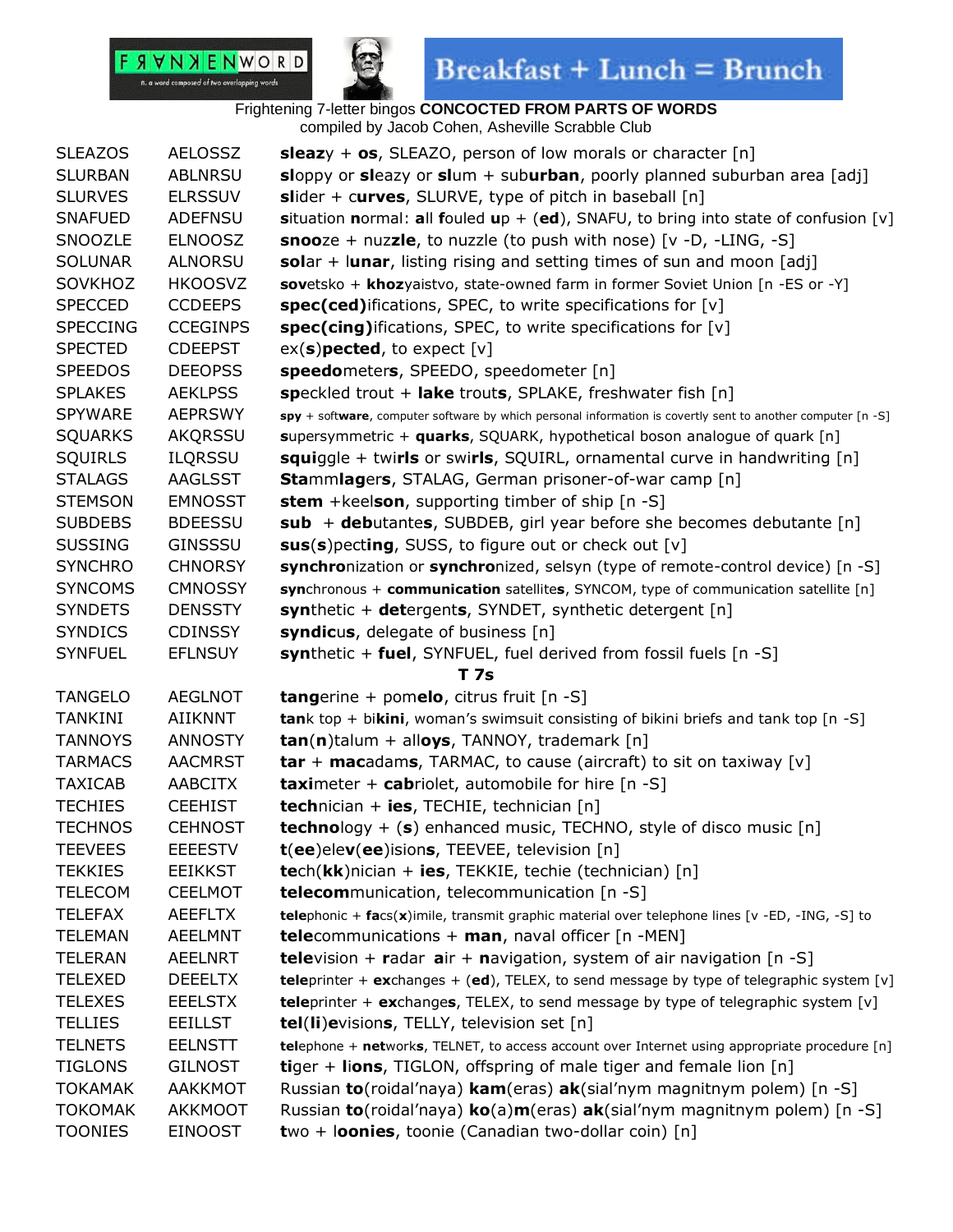Breakfast + Lunch = Brunch

Frightening 7-letter bingos **CONCOCTED FROM PARTS OF WORDS**
compiled by Jacob Cohen, Asheville Scrabble Club

| | | |
|---|---|---|
| SLEAZOS | AELOSSZ | **sleaz**y + **os**, SLEAZO, person of low morals or character [n] |
| SLURBAN | ABLNRSU | **sl**oppy or **sl**eazy or **sl**um + sub**urban**, poorly planned suburban area [adj] |
| SLURVES | ELRSSUV | **sl**ider + c**urves**, SLURVE, type of pitch in baseball [n] |
| SNAFUED | ADEFNSU | **s**ituation **n**ormal: **a**ll **f**ouled **u**p + (**ed**), SNAFU, to bring into state of confusion [v] |
| SNOOZLE | ELNOOSZ | **snoo**ze + nuz**zle**, to nuzzle (to push with nose) [v -D, -LING, -S] |
| SOLUNAR | ALNORSU | **sol**ar + l**unar**, listing rising and setting times of sun and moon [adj] |
| SOVKHOZ | HKOOSVZ | **sov**etsko + **khoz**yaistvo, state-owned farm in former Soviet Union [n -ES or -Y] |
| SPECCED | CCDEEPS | **spec(ced)**ifications, SPEC, to write specifications for [v] |
| SPECCING | CCEGINPS | **spec(cing)**ifications, SPEC, to write specifications for [v] |
| SPECTED | CDEEPST | ex(**s**)**pected**, to expect [v] |
| SPEEDOS | DEEOPSS | **speedo**meter**s**, SPEEDO, speedometer [n] |
| SPLAKES | AEKLPSS | **sp**eckled trout + **lake** trout**s**, SPLAKE, freshwater fish [n] |
| SPYWARE | AEPRSWY | **spy** + soft**ware**, computer software by which personal information is covertly sent to another computer [n -S] |
| SQUARKS | AKQRSSU | **s**upersymmetric + **quarks**, SQUARK, hypothetical boson analogue of quark [n] |
| SQUIRLS | ILQRSSU | **squi**ggle + twi**rls** or swi**rls**, SQUIRL, ornamental curve in handwriting [n] |
| STALAGS | AAGLSST | **Sta**mm**lag**er**s**, STALAG, German prisoner-of-war camp [n] |
| STEMSON | EMNOSST | **stem** +keel**son**, supporting timber of ship [n -S] |
| SUBDEBS | BDEESSU | **sub** + **deb**utante**s**, SUBDEB, girl year before she becomes debutante [n] |
| SUSSING | GINSSSU | **sus**(**s**)pect**ing**, SUSS, to figure out or check out [v] |
| SYNCHRO | CHNORSY | **synchro**nization or **synchro**nized, selsyn (type of remote-control device) [n -S] |
| SYNCOMS | CMNOSSY | **syn**chronous + **communication** satellite**s**, SYNCOM, type of communication satellite [n] |
| SYNDETS | DENSSTY | **syn**thetic + **det**ergent**s**, SYNDET, synthetic detergent [n] |
| SYNDICS | CDINSSY | **syndic**u**s**, delegate of business [n] |
| SYNFUEL | EFLNSUY | **syn**thetic + **fuel**, SYNFUEL, fuel derived from fossil fuels [n -S] |

**T 7s**

| | | |
|---|---|---|
| TANGELO | AEGLNOT | **tang**erine + pom**elo**, citrus fruit [n -S] |
| TANKINI | AIIKNNT | **tan**k top + bi**kini**, woman's swimsuit consisting of bikini briefs and tank top [n -S] |
| TANNOYS | ANNOSTY | **tan**(**n**)talum + all**oys**, TANNOY, trademark [n] |
| TARMACS | AACMRST | **tar** + **mac**adam**s**, TARMAC, to cause (aircraft) to sit on taxiway [v] |
| TAXICAB | AABCITX | **taxi**meter + **cab**riolet, automobile for hire [n -S] |
| TECHIES | CEEHIST | **tech**nician + **ies**, TECHIE, technician [n] |
| TECHNOS | CEHNOST | **techno**logy + (**s**) enhanced music, TECHNO, style of disco music [n] |
| TEEVEES | EEEESTV | **t**(**ee**)ele**v**(**ee**)ision**s**, TEEVEE, television [n] |
| TEKKIES | EEIKKST | **te**ch(**kk**)nician + **ies**, TEKKIE, techie (technician) [n] |
| TELECOM | CEELMOT | **telecom**munication, telecommunication [n -S] |
| TELEFAX | AEEFLTX | **tele**phonic + **fa**cs(**x**)imile, transmit graphic material over telephone lines [v -ED, -ING, -S] to |
| TELEMAN | AEELMNT | **tele**communications + **man**, naval officer [n -MEN] |
| TELERAN | AEELNRT | **tele**vision + **r**adar **a**ir + **n**avigation, system of air navigation [n -S] |
| TELEXED | DEEELTX | **tele**printer + **ex**changes + (**ed**), TELEX, to send message by type of telegraphic system [v] |
| TELEXES | EEELSTX | **tele**printer + **ex**change**s**, TELEX, to send message by type of telegraphic system [v] |
| TELLIES | EEILLST | **tel**(**li**)**e**vision**s**, TELLY, television set [n] |
| TELNETS | EELNSTT | **tel**ephone + **net**work**s**, TELNET, to access account over Internet using appropriate procedure [n] |
| TIGLONS | GILNOST | **ti**ger + **l**i**ons**, TIGLON, offspring of male tiger and female lion [n] |
| TOKAMAK | AAKKMOT | Russian **to**(roidal'naya) **kam**(eras) **ak**(sial'nym magnitnym polem) [n -S] |
| TOKOMAK | AKKMOOT | Russian **to**(roidal'naya) **ko**(a)**m**(eras) **ak**(sial'nym magnitnym polem) [n -S] |
| TOONIES | EINOOST | **t**wo + l**oonies**, toonie (Canadian two-dollar coin) [n] |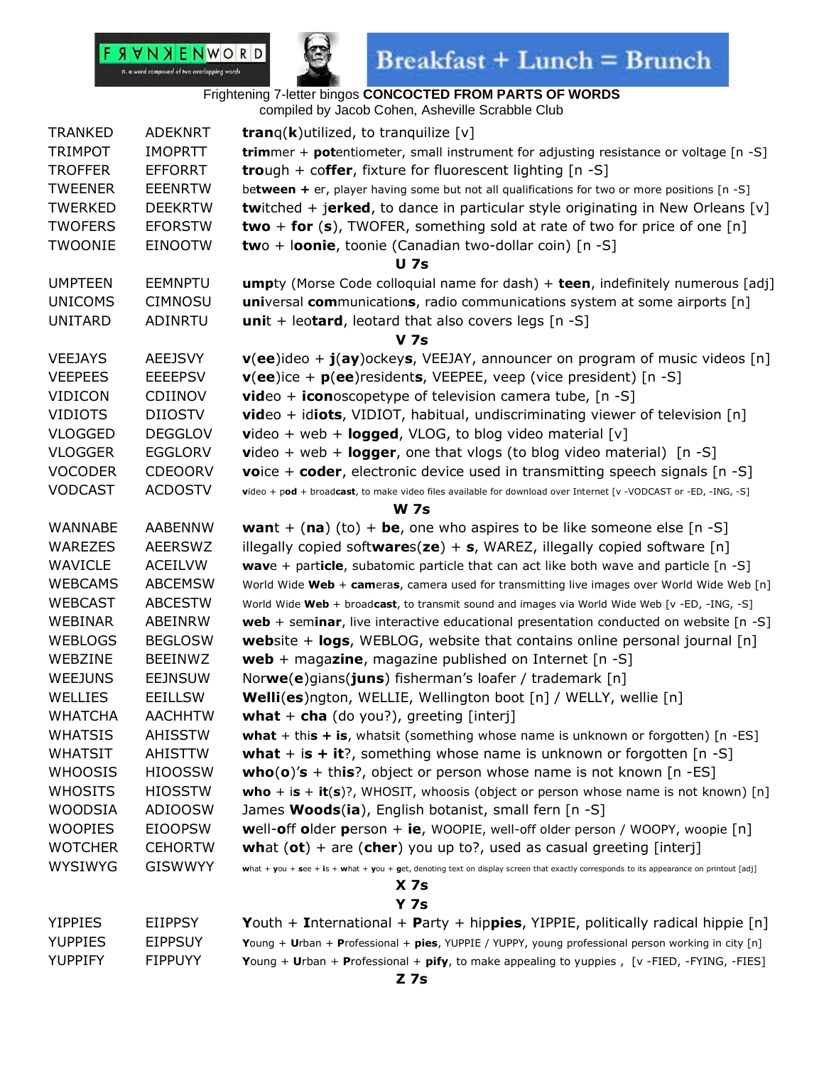Breakfast + Lunch = Brunch

Frightening 7-letter bingos **CONCOCTED FROM PARTS OF WORDS**
compiled by Jacob Cohen, Asheville Scrabble Club

| | | |
|---|---|---|
| TRANKED | ADEKNRT | **tran**q(**k**)utilized, to tranquilize [v] |
| TRIMPOT | IMOPRTT | **trim**mer + **pot**entiometer, small instrument for adjusting resistance or voltage [n -S] |
| TROFFER | EFFORRT | **tro**ugh + co**ffer**, fixture for fluorescent lighting [n -S] |
| TWEENER | EEENRTW | be**tween +** er, player having some but not all qualifications for two or more positions [n -S] |
| TWERKED | DEEKRTW | **tw**itched + j**erked**, to dance in particular style originating in New Orleans [v] |
| TWOFERS | EFORSTW | **two** + **for** (**s**), TWOFER, something sold at rate of two for price of one [n] |
| TWOONIE | EINOOTW | **two** + l**oonie**, toonie (Canadian two-dollar coin) [n -S] |
| | | **U 7s** |
| UMPTEEN | EEMNPTU | **ump**ty (Morse Code colloquial name for dash) + **teen**, indefinitely numerous [adj] |
| UNICOMS | CIMNOSU | **uni**versal **com**munication**s**, radio communications system at some airports [n] |
| UNITARD | ADINRTU | **uni**t + leo**tard**, leotard that also covers legs [n -S] |
| | | **V 7s** |
| VEEJAYS | AEEJSVY | **v**(**ee**)ideo + **j**(**ay**)ockey**s**, VEEJAY, announcer on program of music videos [n] |
| VEEPEES | EEEEPSV | **v**(**ee**)ice + **p**(**ee**)resident**s**, VEEPEE, veep (vice president) [n -S] |
| VIDICON | CDIINOV | **vid**eo + **icon**oscopetype of television camera tube, [n -S] |
| VIDIOTS | DIIOSTV | **vid**eo + id**iots**, VIDIOT, habitual, undiscriminating viewer of television [n] |
| VLOGGED | DEGGLOV | **v**ideo + web + **logged**, VLOG, to blog video material [v] |
| VLOGGER | EGGLORV | **v**ideo + web + **logger**, one that vlogs (to blog video material) [n -S] |
| VOCODER | CDEOORV | **vo**ice + **coder**, electronic device used in transmitting speech signals [n -S] |
| VODCAST | ACDOSTV | **v**ideo + p**od** + broad**cast**, to make video files available for download over Internet [v -VODCAST or -ED, -ING, -S] |
| | | **W 7s** |
| WANNABE | AABENNW | **wan**t + (**na**) (to) + **be**, one who aspires to be like someone else [n -S] |
| WAREZES | AEERSWZ | illegally copied soft**ware**s(**ze**) + **s**, WAREZ, illegally copied software [n] |
| WAVICLE | ACEILVW | **wav**e + part**icle**, subatomic particle that can act like both wave and particle [n -S] |
| WEBCAMS | ABCEMSW | World Wide **Web** + **cam**era**s**, camera used for transmitting live images over World Wide Web [n] |
| WEBCAST | ABCESTW | World Wide **Web** + broad**cast**, to transmit sound and images via World Wide Web [v -ED, -ING, -S] |
| WEBINAR | ABEINRW | **web** + sem**inar**, live interactive educational presentation conducted on website [n -S] |
| WEBLOGS | BEGLOSW | **web**site + **logs**, WEBLOG, website that contains online personal journal [n] |
| WEBZINE | BEEINWZ | **web** + maga**zine**, magazine published on Internet [n -S] |
| WEEJUNS | EEJNSUW | Nor**we**(**e**)gians(**juns**) fisherman's loafer / trademark [n] |
| WELLIES | EEILLSW | **Welli**(**es**)ngton, WELLIE, Wellington boot [n] / WELLY, wellie [n] |
| WHATCHA | AACHHTW | **what** + **cha** (do you?), greeting [interj] |
| WHATSIS | AHISSTW | **what** + thi**s + is**, whatsit (something whose name is unknown or forgotten) [n -ES] |
| WHATSIT | AHISTTW | **what** + i**s + it**?, something whose name is unknown or forgotten [n -S] |
| WHOOSIS | HIOOSSW | **who**(**o**)**'s** + thi**s**?, object or person whose name is not known [n -ES] |
| WHOSITS | HIOSSTW | **who** + i**s** + **it**(**s**)?, WHOSIT, whoosis (object or person whose name is not known) [n] |
| WOODSIA | ADIOOSW | James **Woods**(**ia**), English botanist, small fern [n -S] |
| WOOPIES | EIOOPSW | **w**ell-**o**ff **o**lder **p**erson + **ie**, WOOPIE, well-off older person / WOOPY, woopie [n] |
| WOTCHER | CEHORTW | **wh**at (**ot**) + are (**cher**) you up to?, used as casual greeting [interj] |
| WYSIWYG | GISWWYY | **w**hat + **y**ou + **s**ee + **i**s + **w**hat + **y**ou + **g**et, denoting text on display screen that exactly corresponds to its appearance on printout [adj] |
| | | **X 7s** |
| | | **Y 7s** |
| YIPPIES | EIIPPSY | **Y**outh + **I**nternational + **P**arty + hip**pies**, YIPPIE, politically radical hippie [n] |
| YUPPIES | EIPPSUY | **Y**oung + **U**rban + **P**rofessional + **pies**, YUPPIE / YUPPY, young professional person working in city [n] |
| YUPPIFY | FIPPUYY | **Y**oung + **U**rban + **P**rofessional + **pify**, to make appealing to yuppies , [v -FIED, -FYING, -FIES] |
| | | **Z 7s** |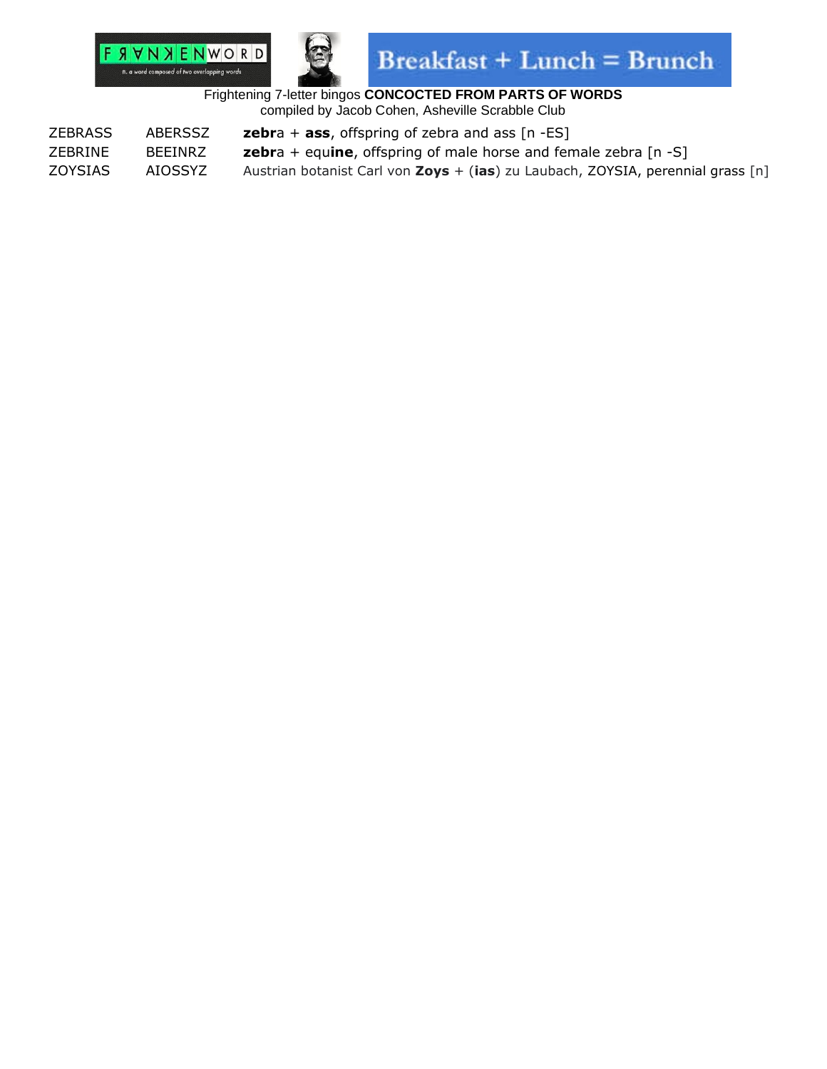FRANKENWORD

n. a word composed of two overlapping words

Breakfast + Lunch = Brunch

Frightening 7-letter bingos **CONCOCTED FROM PARTS OF WORDS**
compiled by Jacob Cohen, Asheville Scrabble Club

| | | |
|---|---|---|
| ZEBRASS | ABERSSZ | **zebr**a + **ass**, offspring of zebra and ass [n -ES] |
| ZEBRINE | BEEINRZ | **zebr**a + equ**ine**, offspring of male horse and female zebra [n -S] |
| ZOYSIAS | AIOSSYZ | Austrian botanist Carl von **Zoys** + (**ias**) zu Laubach, ZOYSIA, perennial grass [n] |